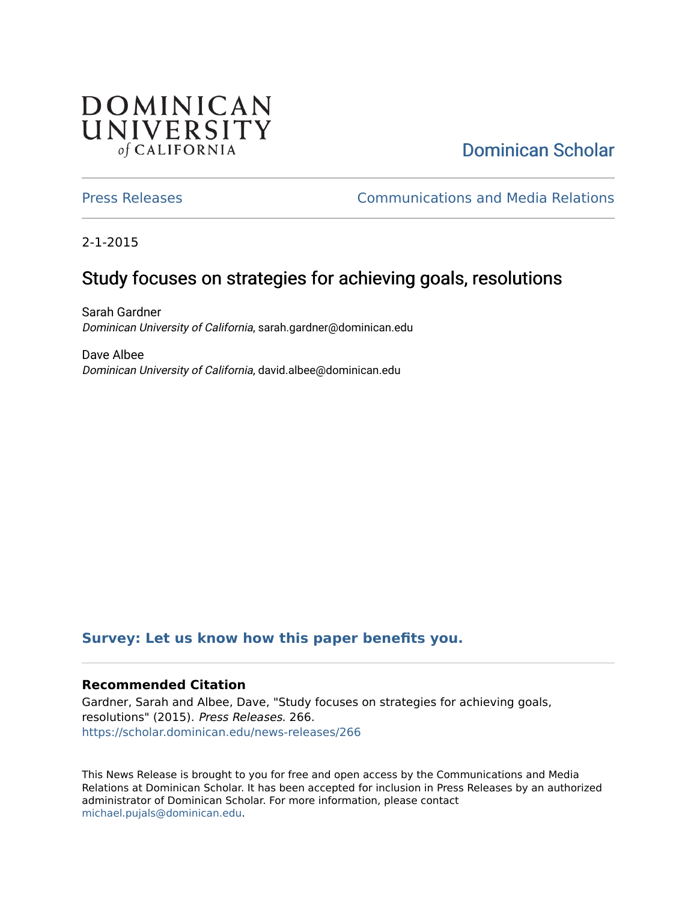DOMINICAN UNIVERSITY *of* CALIFORNIA

Dominican Scholar

Press Releases

Communications and Media Relations

2-1-2015

# Study focuses on strategies for achieving goals, resolutions

Sarah Gardner
*Dominican University of California*, sarah.gardner@dominican.edu

Dave Albee
*Dominican University of California*, david.albee@dominican.edu

**Survey: Let us know how this paper benefits you.**

### Recommended Citation

Gardner, Sarah and Albee, Dave, "Study focuses on strategies for achieving goals, resolutions" (2015). *Press Releases*. 266.
https://scholar.dominican.edu/news-releases/266

This News Release is brought to you for free and open access by the Communications and Media Relations at Dominican Scholar. It has been accepted for inclusion in Press Releases by an authorized administrator of Dominican Scholar. For more information, please contact michael.pujals@dominican.edu.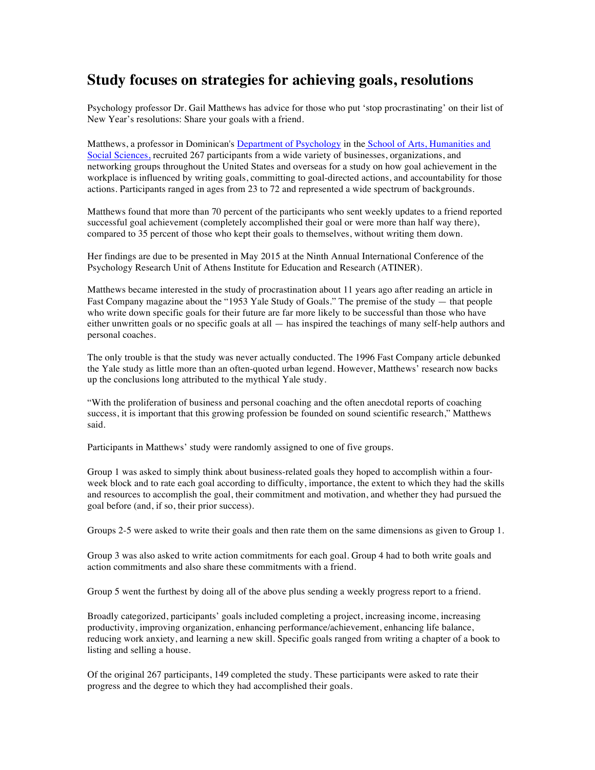# Study focuses on strategies for achieving goals, resolutions

Psychology professor Dr. Gail Matthews has advice for those who put 'stop procrastinating' on their list of New Year's resolutions: Share your goals with a friend.

Matthews, a professor in Dominican's [Department of Psychology](#) in the [School of Arts, Humanities and Social Sciences,](#) recruited 267 participants from a wide variety of businesses, organizations, and networking groups throughout the United States and overseas for a study on how goal achievement in the workplace is influenced by writing goals, committing to goal-directed actions, and accountability for those actions. Participants ranged in ages from 23 to 72 and represented a wide spectrum of backgrounds.

Matthews found that more than 70 percent of the participants who sent weekly updates to a friend reported successful goal achievement (completely accomplished their goal or were more than half way there), compared to 35 percent of those who kept their goals to themselves, without writing them down.

Her findings are due to be presented in May 2015 at the Ninth Annual International Conference of the Psychology Research Unit of Athens Institute for Education and Research (ATINER).

Matthews became interested in the study of procrastination about 11 years ago after reading an article in Fast Company magazine about the "1953 Yale Study of Goals." The premise of the study — that people who write down specific goals for their future are far more likely to be successful than those who have either unwritten goals or no specific goals at all — has inspired the teachings of many self-help authors and personal coaches.

The only trouble is that the study was never actually conducted. The 1996 Fast Company article debunked the Yale study as little more than an often-quoted urban legend. However, Matthews' research now backs up the conclusions long attributed to the mythical Yale study.

"With the proliferation of business and personal coaching and the often anecdotal reports of coaching success, it is important that this growing profession be founded on sound scientific research," Matthews said.

Participants in Matthews' study were randomly assigned to one of five groups.

Group 1 was asked to simply think about business-related goals they hoped to accomplish within a four-week block and to rate each goal according to difficulty, importance, the extent to which they had the skills and resources to accomplish the goal, their commitment and motivation, and whether they had pursued the goal before (and, if so, their prior success).

Groups 2-5 were asked to write their goals and then rate them on the same dimensions as given to Group 1.

Group 3 was also asked to write action commitments for each goal. Group 4 had to both write goals and action commitments and also share these commitments with a friend.

Group 5 went the furthest by doing all of the above plus sending a weekly progress report to a friend.

Broadly categorized, participants' goals included completing a project, increasing income, increasing productivity, improving organization, enhancing performance/achievement, enhancing life balance, reducing work anxiety, and learning a new skill. Specific goals ranged from writing a chapter of a book to listing and selling a house.

Of the original 267 participants, 149 completed the study. These participants were asked to rate their progress and the degree to which they had accomplished their goals.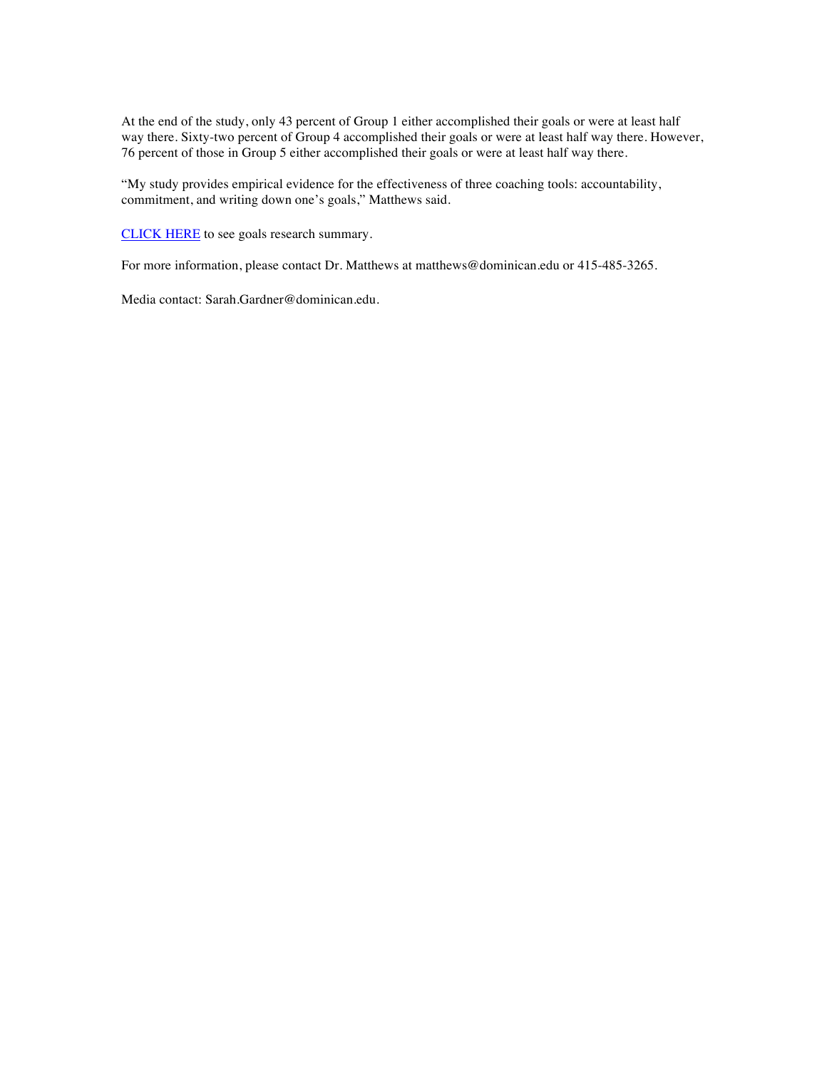At the end of the study, only 43 percent of Group 1 either accomplished their goals or were at least half way there. Sixty-two percent of Group 4 accomplished their goals or were at least half way there. However, 76 percent of those in Group 5 either accomplished their goals or were at least half way there.

"My study provides empirical evidence for the effectiveness of three coaching tools: accountability, commitment, and writing down one's goals," Matthews said.

CLICK HERE to see goals research summary.

For more information, please contact Dr. Matthews at matthews@dominican.edu or 415-485-3265.

Media contact: Sarah.Gardner@dominican.edu.